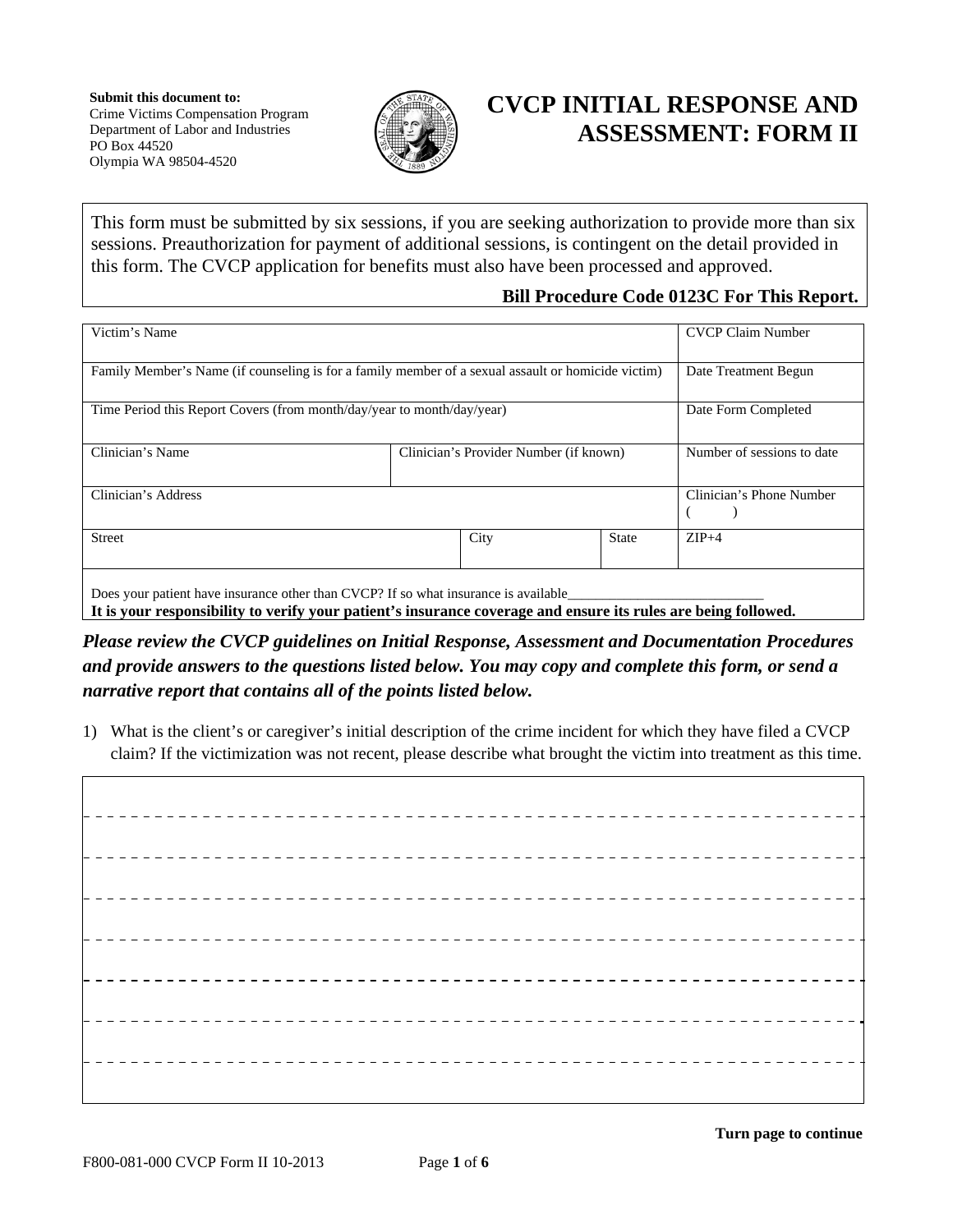**Submit this document to:**
Crime Victims Compensation Program
Department of Labor and Industries
PO Box 44520
Olympia WA 98504-4520

# CVCP INITIAL RESPONSE AND ASSESSMENT: FORM II

This form must be submitted by six sessions, if you are seeking authorization to provide more than six sessions. Preauthorization for payment of additional sessions, is contingent on the detail provided in this form. The CVCP application for benefits must also have been processed and approved.

**Bill Procedure Code 0123C For This Report.**

| Victim's Name | | | | CVCP Claim Number |
|---|---|---|---|---|
| Family Member's Name (if counseling is for a family member of a sexual assault or homicide victim) | | | | Date Treatment Begun |
| Time Period this Report Covers (from month/day/year to month/day/year) | | | | Date Form Completed |
| Clinician's Name | Clinician's Provider Number (if known) | | | Number of sessions to date |
| Clinician's Address | | | | Clinician's Phone Number ( ) |
| Street | | City | State | ZIP+4 |

Does your patient have insurance other than CVCP? If so what insurance is available____________________________

**It is your responsibility to verify your patient's insurance coverage and ensure its rules are being followed.**

***Please review the CVCP guidelines on Initial Response, Assessment and Documentation Procedures and provide answers to the questions listed below. You may copy and complete this form, or send a narrative report that contains all of the points listed below.***

1) What is the client's or caregiver's initial description of the crime incident for which they have filed a CVCP claim? If the victimization was not recent, please describe what brought the victim into treatment as this time.

**Turn page to continue**

F800-081-000 CVCP Form II 10-2013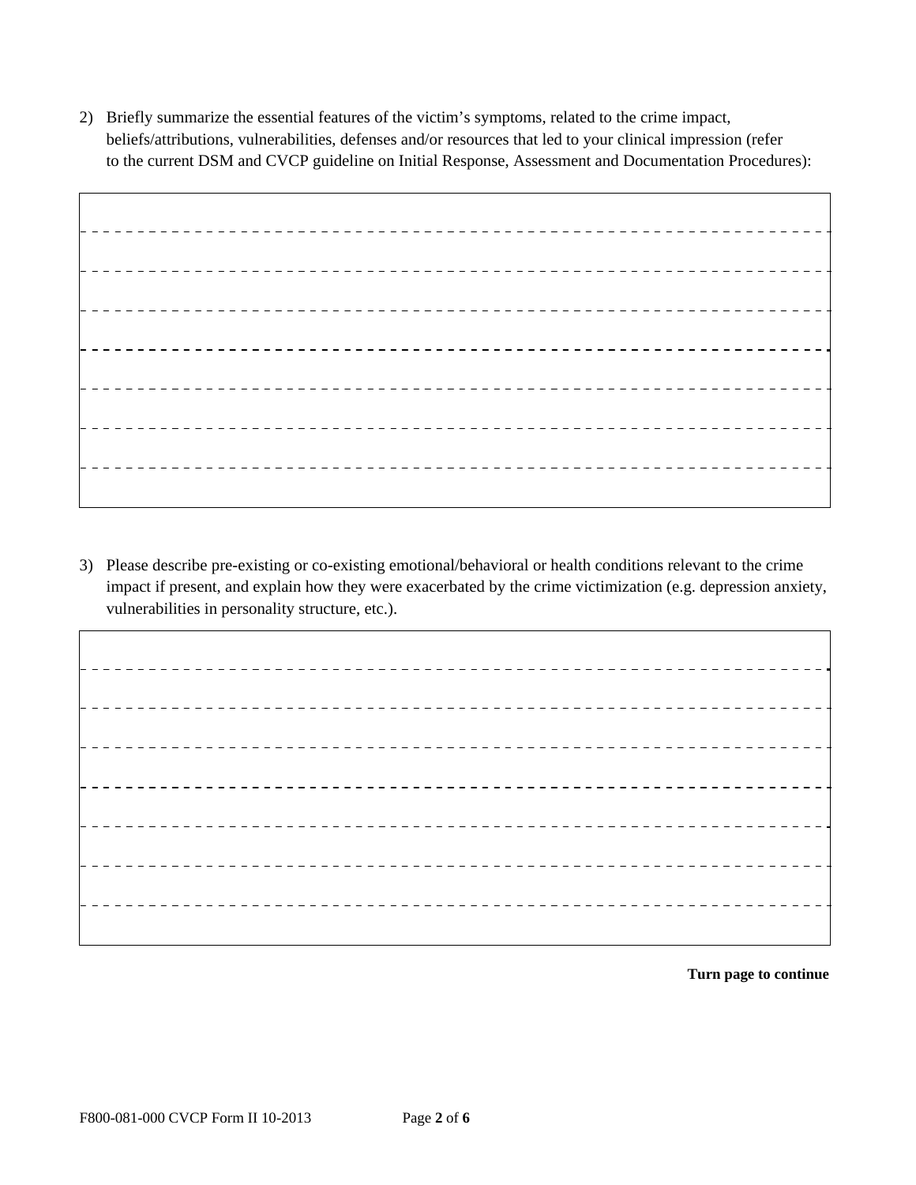2) Briefly summarize the essential features of the victim's symptoms, related to the crime impact, beliefs/attributions, vulnerabilities, defenses and/or resources that led to your clinical impression (refer to the current DSM and CVCP guideline on Initial Response, Assessment and Documentation Procedures):

3) Please describe pre-existing or co-existing emotional/behavioral or health conditions relevant to the crime impact if present, and explain how they were exacerbated by the crime victimization (e.g. depression anxiety, vulnerabilities in personality structure, etc.).

**Turn page to continue**

F800-081-000 CVCP Form II 10-2013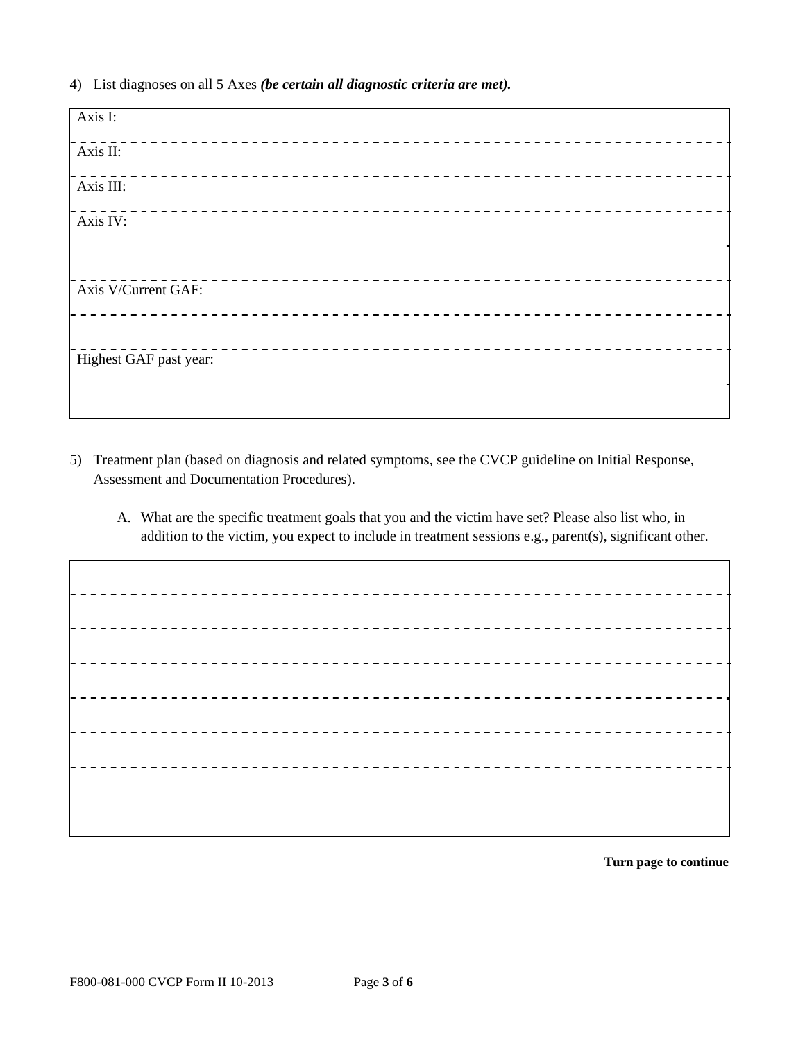4) List diagnoses on all 5 Axes ***(be certain all diagnostic criteria are met).***

| |
|---|
| Axis I: |
| Axis II: |
| Axis III: |
| Axis IV: |
| |
| Axis V/Current GAF: |
| |
| Highest GAF past year: |
| |

5) Treatment plan (based on diagnosis and related symptoms, see the CVCP guideline on Initial Response, Assessment and Documentation Procedures).

   A. What are the specific treatment goals that you and the victim have set? Please also list who, in addition to the victim, you expect to include in treatment sessions e.g., parent(s), significant other.

| |
|---|
| |
| |
| |
| |
| |
| |
| |
| |

**Turn page to continue**

F800-081-000 CVCP Form II 10-2013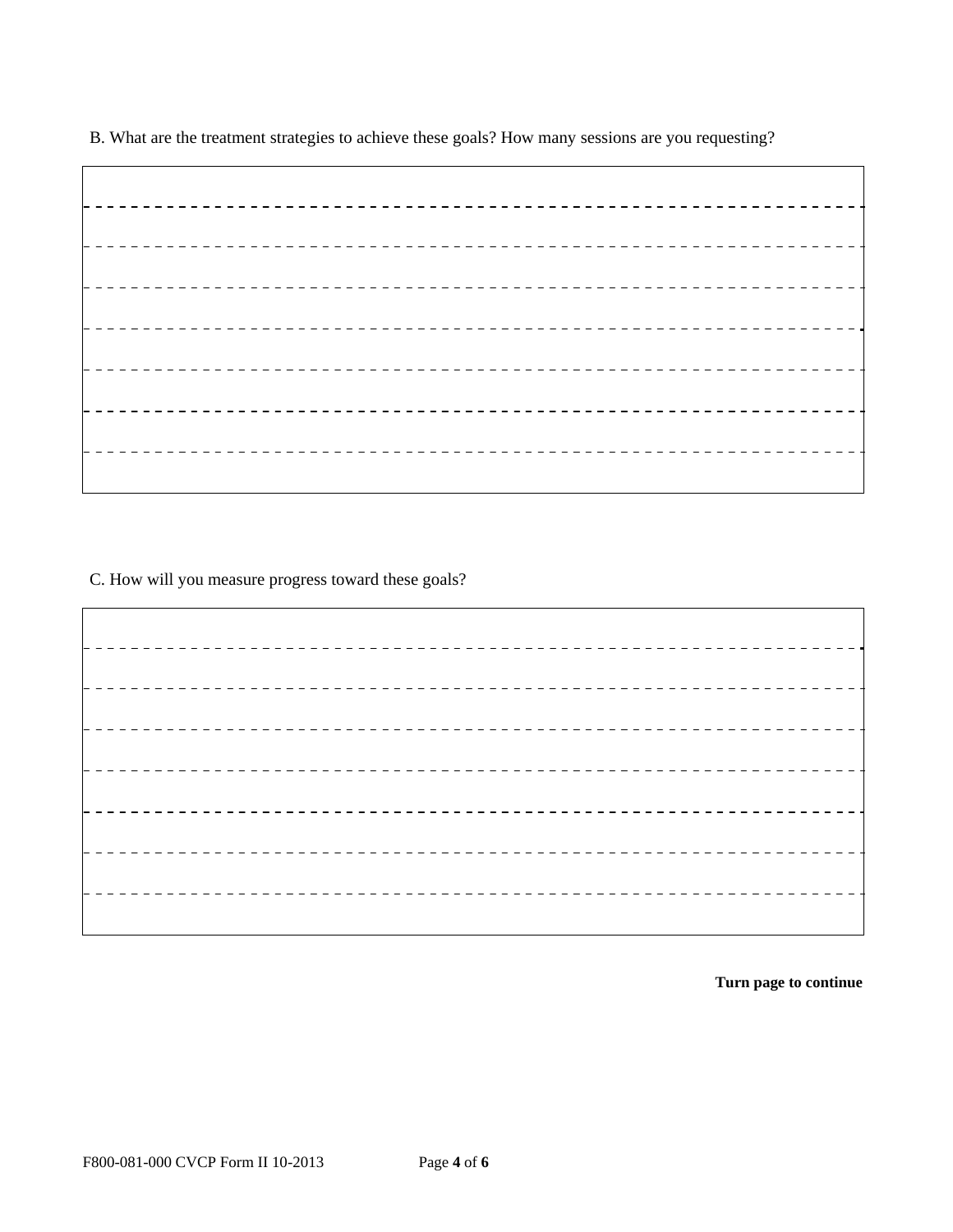B. What are the treatment strategies to achieve these goals? How many sessions are you requesting?

C. How will you measure progress toward these goals?

**Turn page to continue**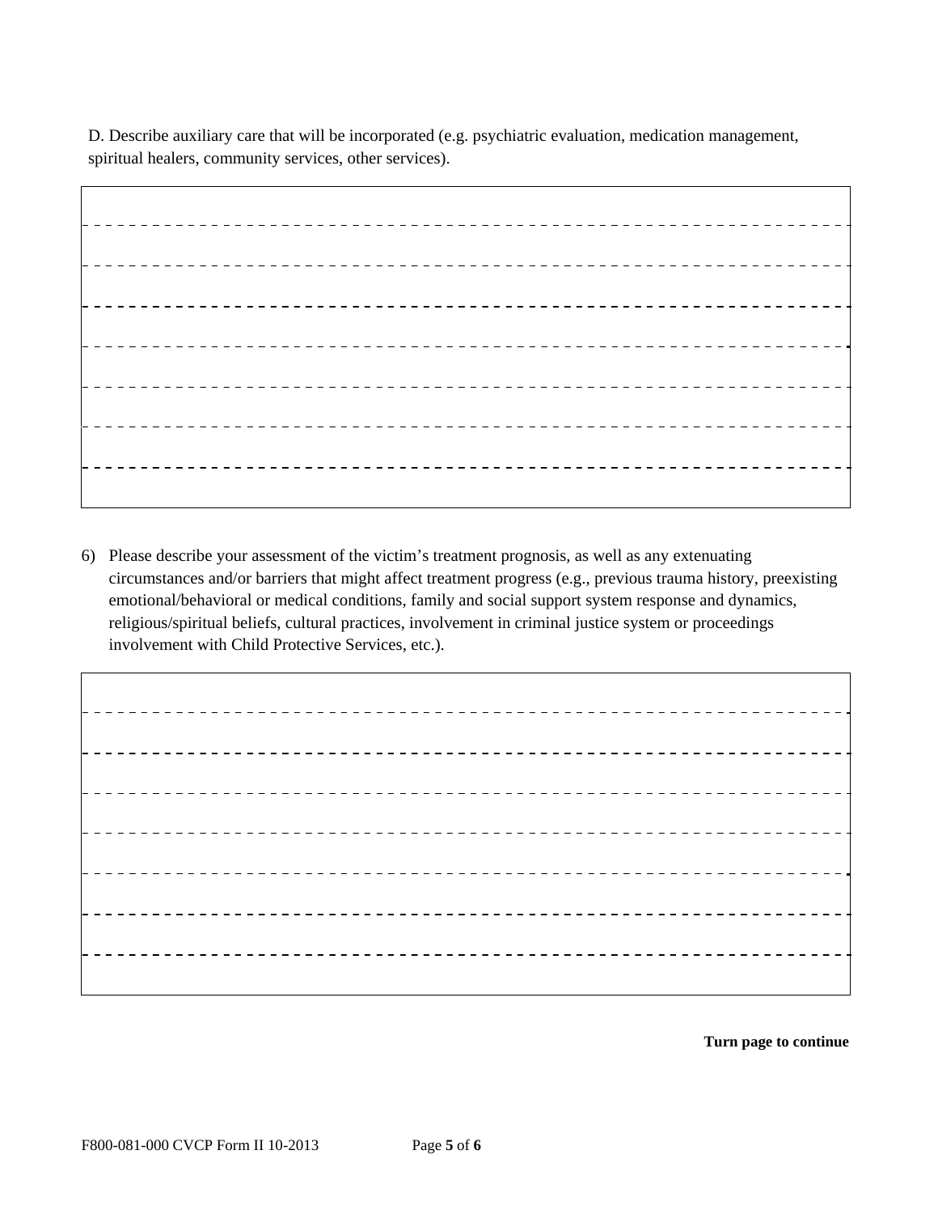D. Describe auxiliary care that will be incorporated (e.g. psychiatric evaluation, medication management, spiritual healers, community services, other services).

6) Please describe your assessment of the victim's treatment prognosis, as well as any extenuating circumstances and/or barriers that might affect treatment progress (e.g., previous trauma history, preexisting emotional/behavioral or medical conditions, family and social support system response and dynamics, religious/spiritual beliefs, cultural practices, involvement in criminal justice system or proceedings involvement with Child Protective Services, etc.).

**Turn page to continue**

F800-081-000 CVCP Form II 10-2013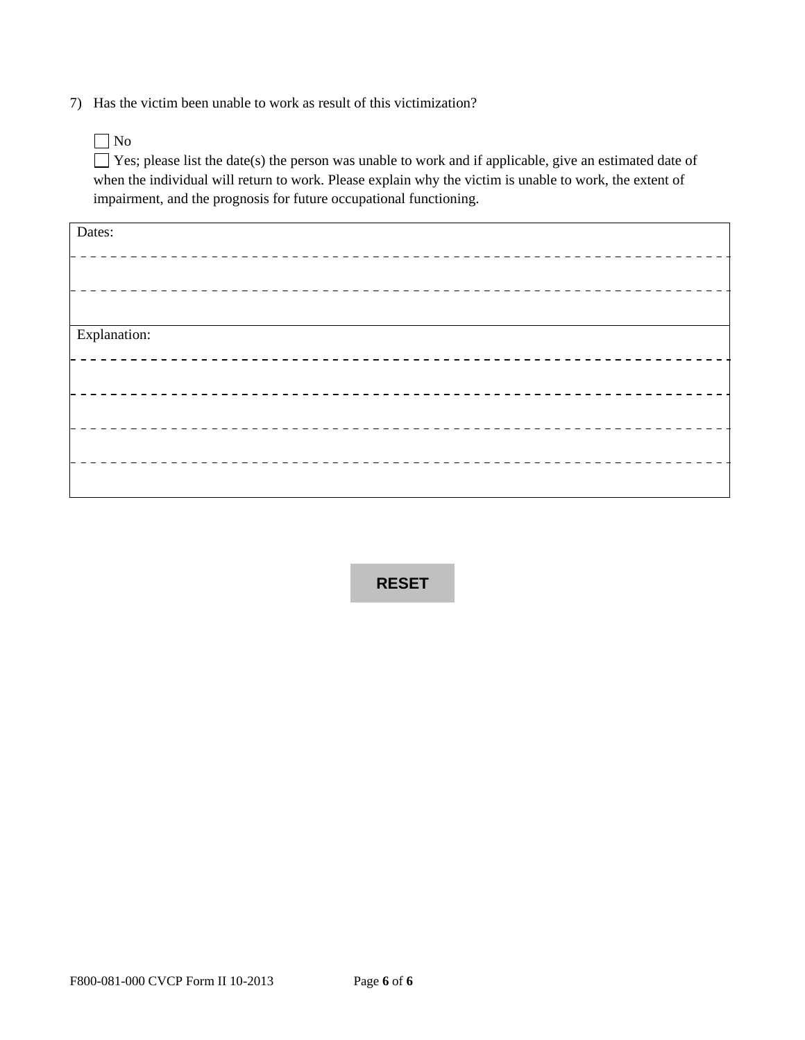7) Has the victim been unable to work as result of this victimization?

☐ No
☐ Yes; please list the date(s) the person was unable to work and if applicable, give an estimated date of when the individual will return to work. Please explain why the victim is unable to work, the extent of impairment, and the prognosis for future occupational functioning.

| |
|---|
| Dates: |
| |
| |
| Explanation: |
| |
| |
| |
| |

RESET